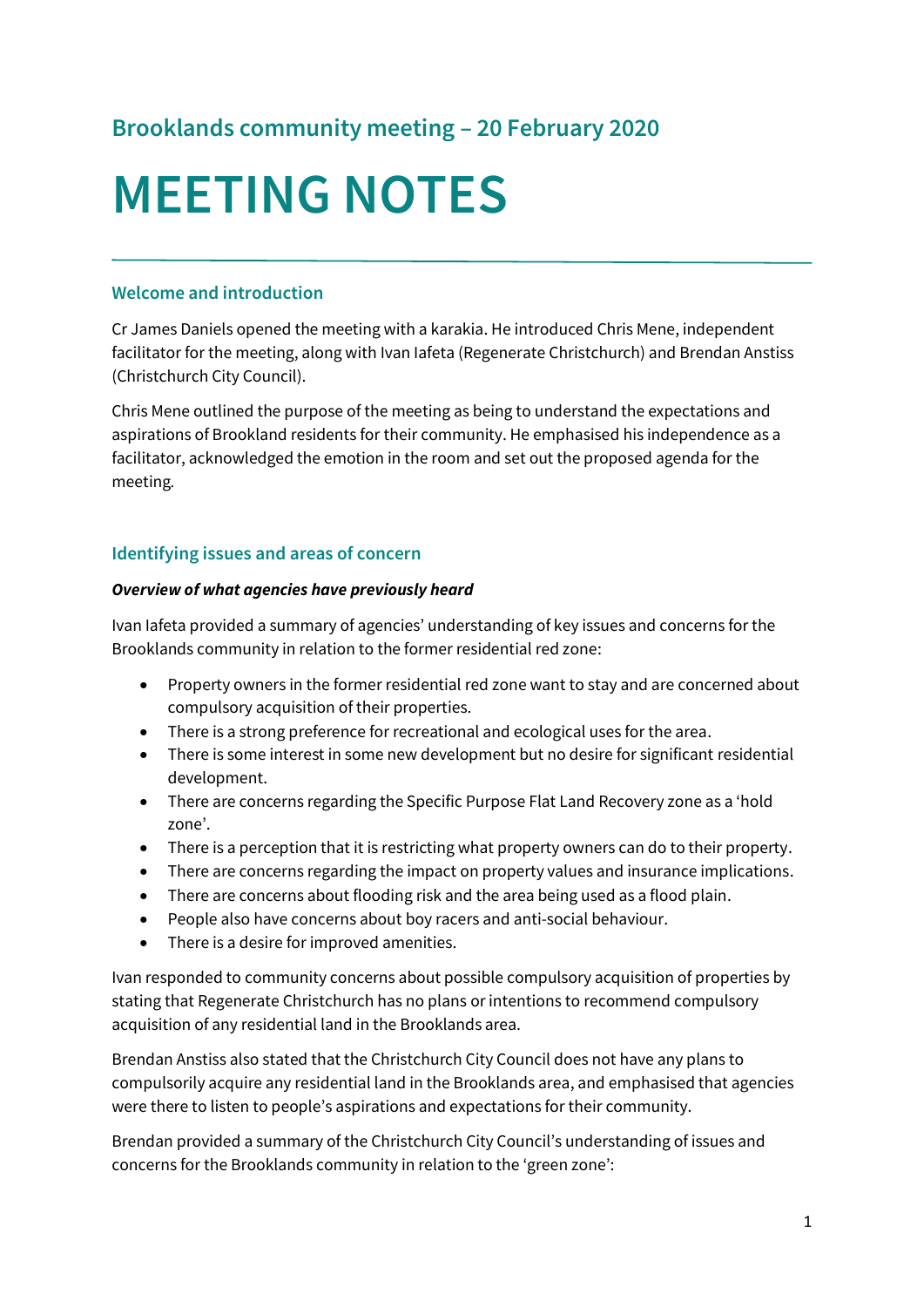## Brooklands community meeting – 20 February 2020

# MEETING NOTES

### Welcome and introduction

Cr James Daniels opened the meeting with a karakia. He introduced Chris Mene, independent facilitator for the meeting, along with Ivan Iafeta (Regenerate Christchurch) and Brendan Anstiss (Christchurch City Council).

Chris Mene outlined the purpose of the meeting as being to understand the expectations and aspirations of Brookland residents for their community. He emphasised his independence as a facilitator, acknowledged the emotion in the room and set out the proposed agenda for the meeting.

### Identifying issues and areas of concern

***Overview of what agencies have previously heard***

Ivan Iafeta provided a summary of agencies' understanding of key issues and concerns for the Brooklands community in relation to the former residential red zone:

- Property owners in the former residential red zone want to stay and are concerned about compulsory acquisition of their properties.
- There is a strong preference for recreational and ecological uses for the area.
- There is some interest in some new development but no desire for significant residential development.
- There are concerns regarding the Specific Purpose Flat Land Recovery zone as a 'hold zone'.
- There is a perception that it is restricting what property owners can do to their property.
- There are concerns regarding the impact on property values and insurance implications.
- There are concerns about flooding risk and the area being used as a flood plain.
- People also have concerns about boy racers and anti-social behaviour.
- There is a desire for improved amenities.

Ivan responded to community concerns about possible compulsory acquisition of properties by stating that Regenerate Christchurch has no plans or intentions to recommend compulsory acquisition of any residential land in the Brooklands area.

Brendan Anstiss also stated that the Christchurch City Council does not have any plans to compulsorily acquire any residential land in the Brooklands area, and emphasised that agencies were there to listen to people's aspirations and expectations for their community.

Brendan provided a summary of the Christchurch City Council's understanding of issues and concerns for the Brooklands community in relation to the 'green zone':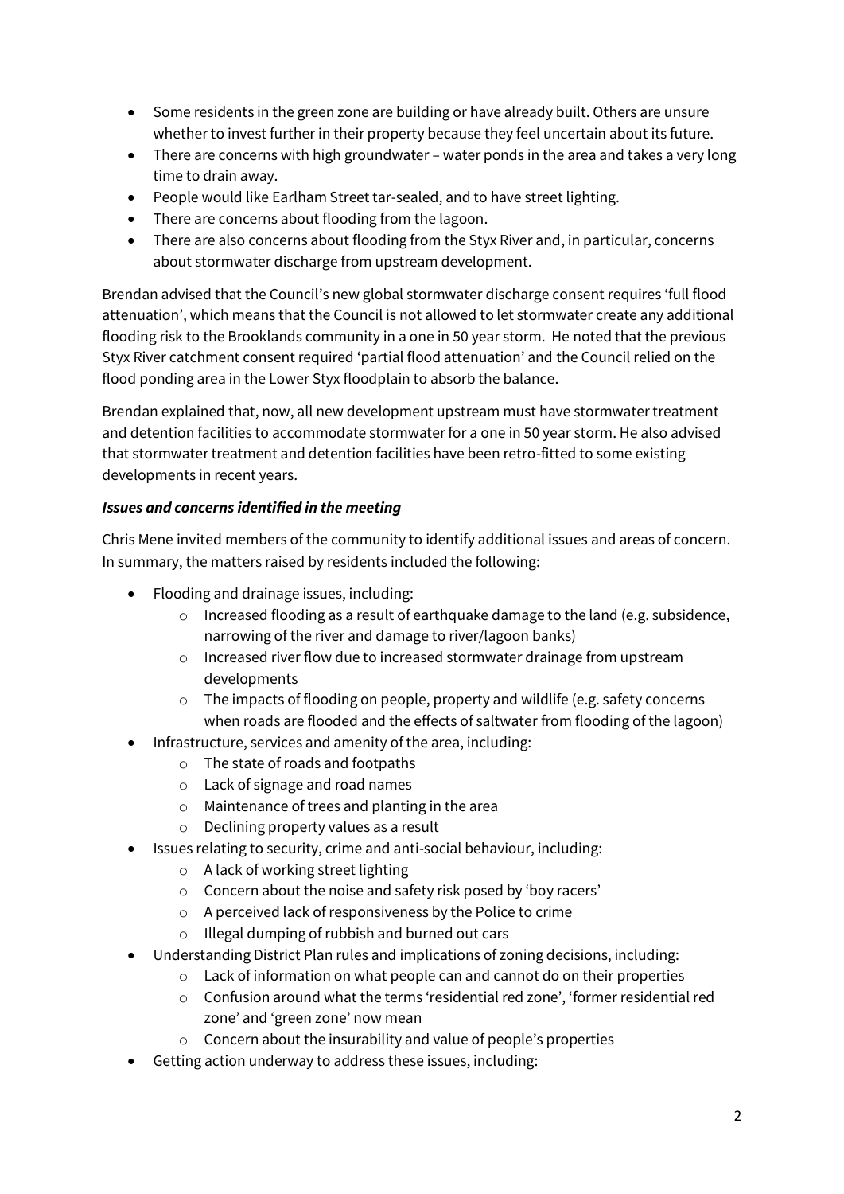- Some residents in the green zone are building or have already built. Others are unsure whether to invest further in their property because they feel uncertain about its future.
- There are concerns with high groundwater – water ponds in the area and takes a very long time to drain away.
- People would like Earlham Street tar-sealed, and to have street lighting.
- There are concerns about flooding from the lagoon.
- There are also concerns about flooding from the Styx River and, in particular, concerns about stormwater discharge from upstream development.

Brendan advised that the Council's new global stormwater discharge consent requires 'full flood attenuation', which means that the Council is not allowed to let stormwater create any additional flooding risk to the Brooklands community in a one in 50 year storm. He noted that the previous Styx River catchment consent required 'partial flood attenuation' and the Council relied on the flood ponding area in the Lower Styx floodplain to absorb the balance.

Brendan explained that, now, all new development upstream must have stormwater treatment and detention facilities to accommodate stormwater for a one in 50 year storm. He also advised that stormwater treatment and detention facilities have been retro-fitted to some existing developments in recent years.

***Issues and concerns identified in the meeting***

Chris Mene invited members of the community to identify additional issues and areas of concern. In summary, the matters raised by residents included the following:

- Flooding and drainage issues, including:
  - Increased flooding as a result of earthquake damage to the land (e.g. subsidence, narrowing of the river and damage to river/lagoon banks)
  - Increased river flow due to increased stormwater drainage from upstream developments
  - The impacts of flooding on people, property and wildlife (e.g. safety concerns when roads are flooded and the effects of saltwater from flooding of the lagoon)
- Infrastructure, services and amenity of the area, including:
  - The state of roads and footpaths
  - Lack of signage and road names
  - Maintenance of trees and planting in the area
  - Declining property values as a result
- Issues relating to security, crime and anti-social behaviour, including:
  - A lack of working street lighting
  - Concern about the noise and safety risk posed by 'boy racers'
  - A perceived lack of responsiveness by the Police to crime
  - Illegal dumping of rubbish and burned out cars
- Understanding District Plan rules and implications of zoning decisions, including:
  - Lack of information on what people can and cannot do on their properties
  - Confusion around what the terms 'residential red zone', 'former residential red zone' and 'green zone' now mean
  - Concern about the insurability and value of people's properties
- Getting action underway to address these issues, including: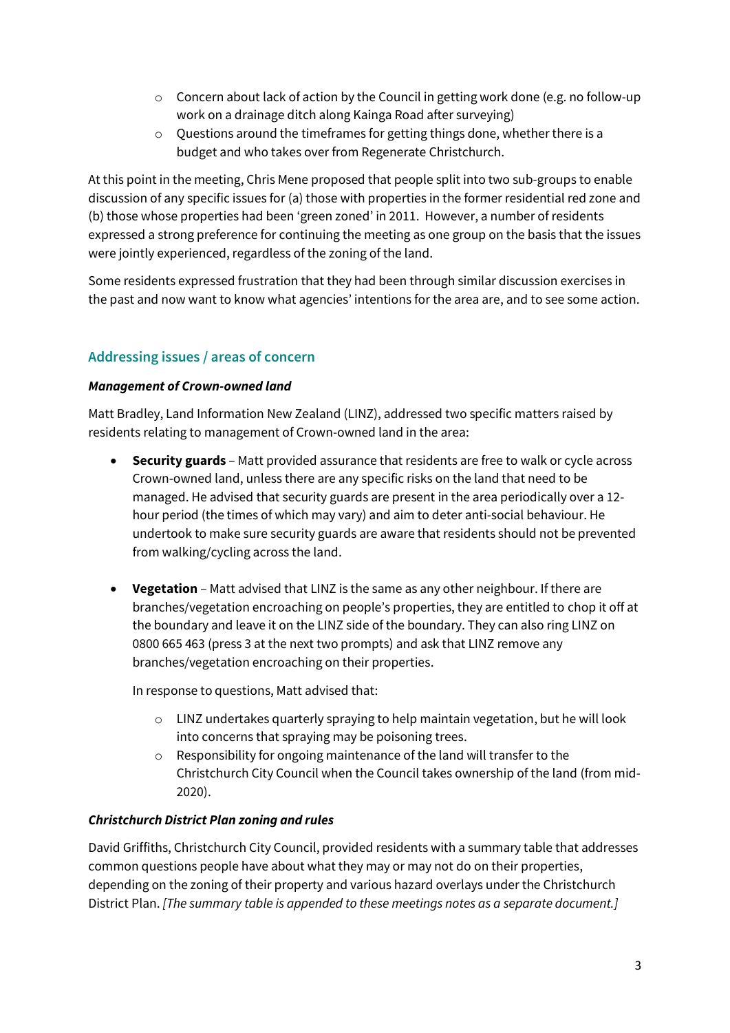- Concern about lack of action by the Council in getting work done (e.g. no follow-up work on a drainage ditch along Kainga Road after surveying)
  - Questions around the timeframes for getting things done, whether there is a budget and who takes over from Regenerate Christchurch.

At this point in the meeting, Chris Mene proposed that people split into two sub-groups to enable discussion of any specific issues for (a) those with properties in the former residential red zone and (b) those whose properties had been 'green zoned' in 2011. However, a number of residents expressed a strong preference for continuing the meeting as one group on the basis that the issues were jointly experienced, regardless of the zoning of the land.

Some residents expressed frustration that they had been through similar discussion exercises in the past and now want to know what agencies' intentions for the area are, and to see some action.

## Addressing issues / areas of concern

***Management of Crown-owned land***

Matt Bradley, Land Information New Zealand (LINZ), addressed two specific matters raised by residents relating to management of Crown-owned land in the area:

- **Security guards** – Matt provided assurance that residents are free to walk or cycle across Crown-owned land, unless there are any specific risks on the land that need to be managed. He advised that security guards are present in the area periodically over a 12-hour period (the times of which may vary) and aim to deter anti-social behaviour. He undertook to make sure security guards are aware that residents should not be prevented from walking/cycling across the land.

- **Vegetation** – Matt advised that LINZ is the same as any other neighbour. If there are branches/vegetation encroaching on people's properties, they are entitled to chop it off at the boundary and leave it on the LINZ side of the boundary. They can also ring LINZ on 0800 665 463 (press 3 at the next two prompts) and ask that LINZ remove any branches/vegetation encroaching on their properties.

  In response to questions, Matt advised that:

  - LINZ undertakes quarterly spraying to help maintain vegetation, but he will look into concerns that spraying may be poisoning trees.
  - Responsibility for ongoing maintenance of the land will transfer to the Christchurch City Council when the Council takes ownership of the land (from mid-2020).

***Christchurch District Plan zoning and rules***

David Griffiths, Christchurch City Council, provided residents with a summary table that addresses common questions people have about what they may or may not do on their properties, depending on the zoning of their property and various hazard overlays under the Christchurch District Plan. *[The summary table is appended to these meetings notes as a separate document.]*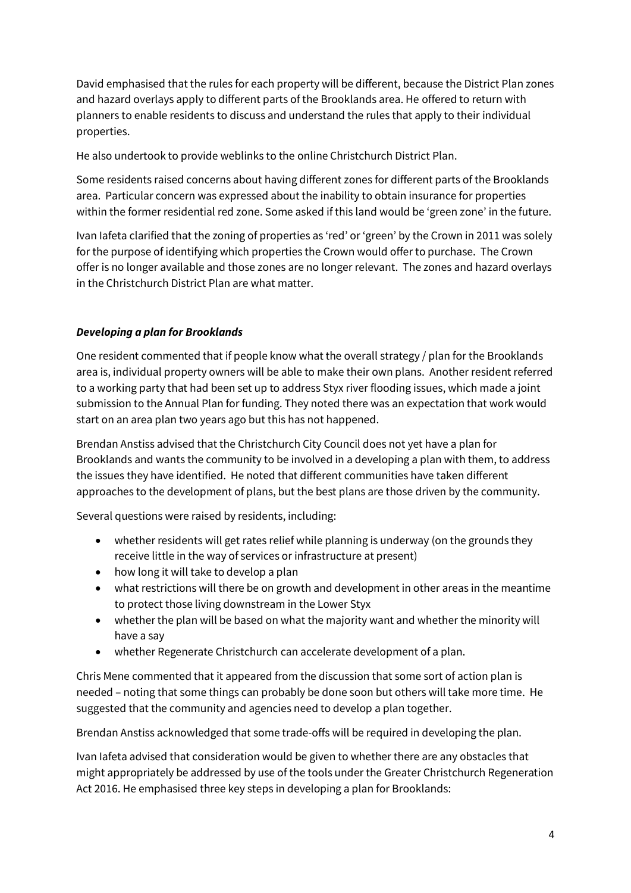David emphasised that the rules for each property will be different, because the District Plan zones and hazard overlays apply to different parts of the Brooklands area. He offered to return with planners to enable residents to discuss and understand the rules that apply to their individual properties.

He also undertook to provide weblinks to the online Christchurch District Plan.

Some residents raised concerns about having different zones for different parts of the Brooklands area. Particular concern was expressed about the inability to obtain insurance for properties within the former residential red zone. Some asked if this land would be 'green zone' in the future.

Ivan Iafeta clarified that the zoning of properties as 'red' or 'green' by the Crown in 2011 was solely for the purpose of identifying which properties the Crown would offer to purchase. The Crown offer is no longer available and those zones are no longer relevant. The zones and hazard overlays in the Christchurch District Plan are what matter.

***Developing a plan for Brooklands***

One resident commented that if people know what the overall strategy / plan for the Brooklands area is, individual property owners will be able to make their own plans. Another resident referred to a working party that had been set up to address Styx river flooding issues, which made a joint submission to the Annual Plan for funding. They noted there was an expectation that work would start on an area plan two years ago but this has not happened.

Brendan Anstiss advised that the Christchurch City Council does not yet have a plan for Brooklands and wants the community to be involved in a developing a plan with them, to address the issues they have identified. He noted that different communities have taken different approaches to the development of plans, but the best plans are those driven by the community.

Several questions were raised by residents, including:

- whether residents will get rates relief while planning is underway (on the grounds they receive little in the way of services or infrastructure at present)
- how long it will take to develop a plan
- what restrictions will there be on growth and development in other areas in the meantime to protect those living downstream in the Lower Styx
- whether the plan will be based on what the majority want and whether the minority will have a say
- whether Regenerate Christchurch can accelerate development of a plan.

Chris Mene commented that it appeared from the discussion that some sort of action plan is needed – noting that some things can probably be done soon but others will take more time. He suggested that the community and agencies need to develop a plan together.

Brendan Anstiss acknowledged that some trade-offs will be required in developing the plan.

Ivan Iafeta advised that consideration would be given to whether there are any obstacles that might appropriately be addressed by use of the tools under the Greater Christchurch Regeneration Act 2016. He emphasised three key steps in developing a plan for Brooklands: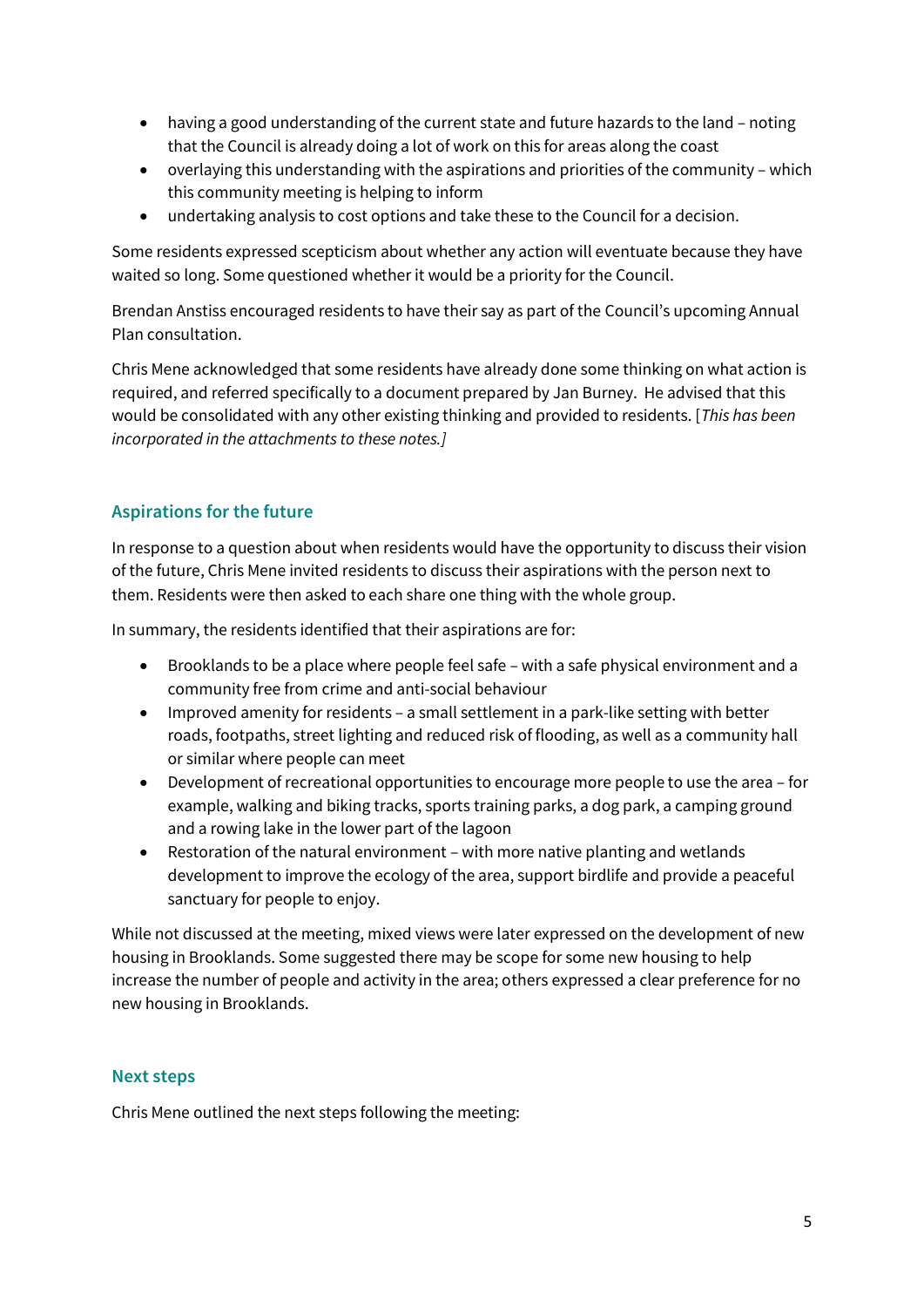- having a good understanding of the current state and future hazards to the land – noting that the Council is already doing a lot of work on this for areas along the coast
- overlaying this understanding with the aspirations and priorities of the community – which this community meeting is helping to inform
- undertaking analysis to cost options and take these to the Council for a decision.

Some residents expressed scepticism about whether any action will eventuate because they have waited so long. Some questioned whether it would be a priority for the Council.

Brendan Anstiss encouraged residents to have their say as part of the Council's upcoming Annual Plan consultation.

Chris Mene acknowledged that some residents have already done some thinking on what action is required, and referred specifically to a document prepared by Jan Burney. He advised that this would be consolidated with any other existing thinking and provided to residents. [*This has been incorporated in the attachments to these notes.]*

## Aspirations for the future

In response to a question about when residents would have the opportunity to discuss their vision of the future, Chris Mene invited residents to discuss their aspirations with the person next to them. Residents were then asked to each share one thing with the whole group.

In summary, the residents identified that their aspirations are for:

- Brooklands to be a place where people feel safe – with a safe physical environment and a community free from crime and anti-social behaviour
- Improved amenity for residents – a small settlement in a park-like setting with better roads, footpaths, street lighting and reduced risk of flooding, as well as a community hall or similar where people can meet
- Development of recreational opportunities to encourage more people to use the area – for example, walking and biking tracks, sports training parks, a dog park, a camping ground and a rowing lake in the lower part of the lagoon
- Restoration of the natural environment – with more native planting and wetlands development to improve the ecology of the area, support birdlife and provide a peaceful sanctuary for people to enjoy.

While not discussed at the meeting, mixed views were later expressed on the development of new housing in Brooklands. Some suggested there may be scope for some new housing to help increase the number of people and activity in the area; others expressed a clear preference for no new housing in Brooklands.

## Next steps

Chris Mene outlined the next steps following the meeting: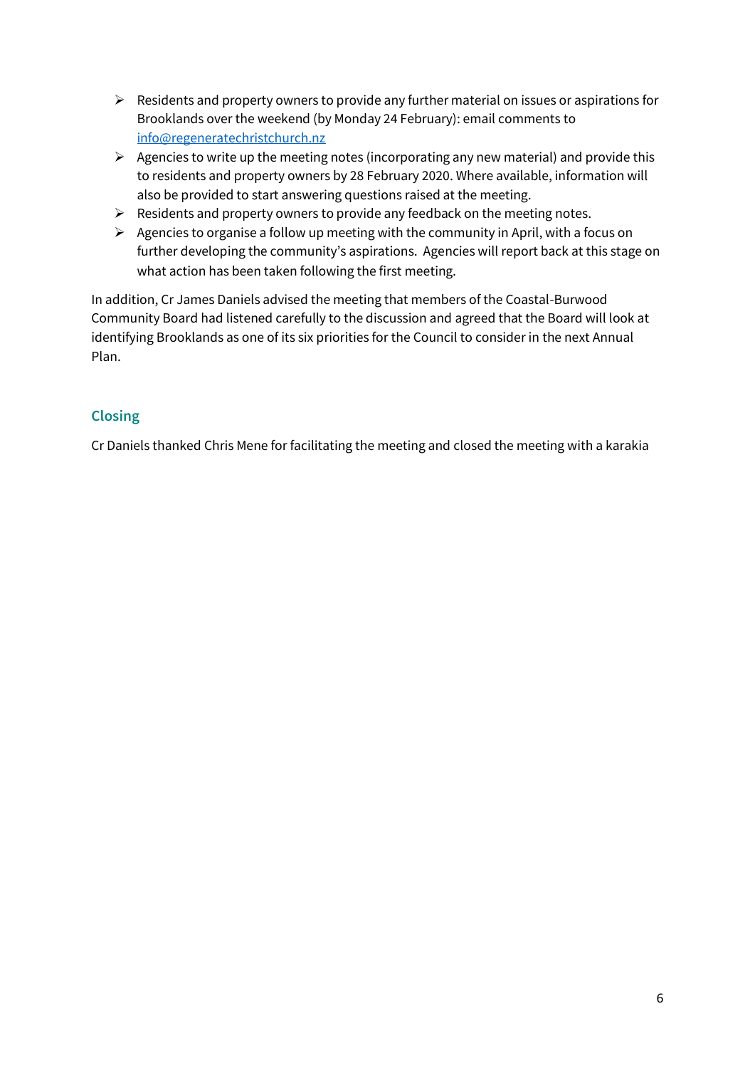- Residents and property owners to provide any further material on issues or aspirations for Brooklands over the weekend (by Monday 24 February): email comments to [info@regeneratechristchurch.nz](mailto:info@regeneratechristchurch.nz)
- Agencies to write up the meeting notes (incorporating any new material) and provide this to residents and property owners by 28 February 2020. Where available, information will also be provided to start answering questions raised at the meeting.
- Residents and property owners to provide any feedback on the meeting notes.
- Agencies to organise a follow up meeting with the community in April, with a focus on further developing the community's aspirations. Agencies will report back at this stage on what action has been taken following the first meeting.

In addition, Cr James Daniels advised the meeting that members of the Coastal-Burwood Community Board had listened carefully to the discussion and agreed that the Board will look at identifying Brooklands as one of its six priorities for the Council to consider in the next Annual Plan.

## Closing

Cr Daniels thanked Chris Mene for facilitating the meeting and closed the meeting with a karakia